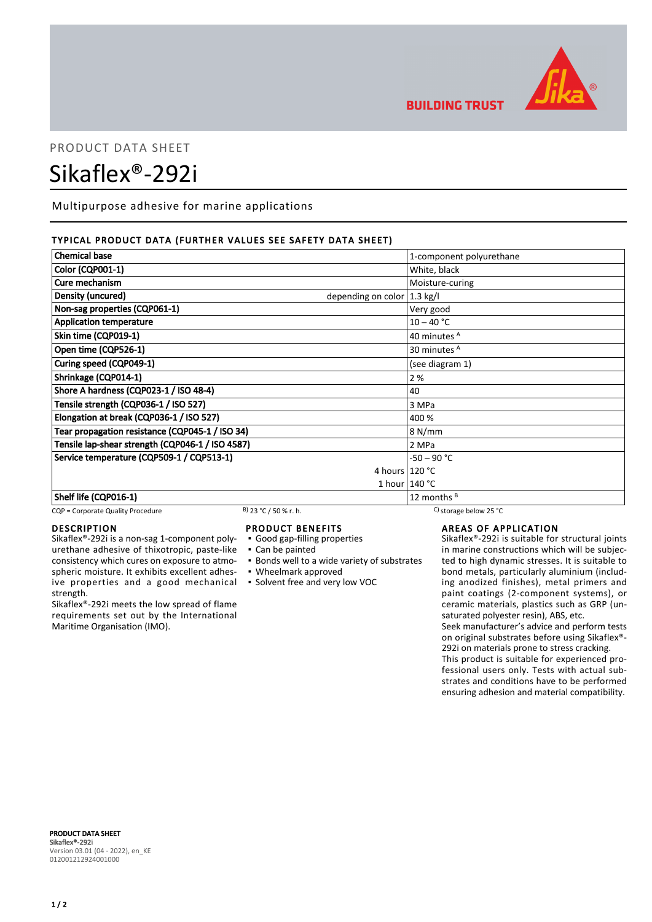PRODUCT DATA SHEET

# Sikaflex®-292i

Multipurpose adhesive for marine applications

## TYPICAL PRODUCT DATA (FURTHER VALUES SEE SAFETY DATA SHEET)

| Property | | Value |
|---|---|---|
| Chemical base | | 1-component polyurethane |
| Color (CQP001-1) | | White, black |
| Cure mechanism | | Moisture-curing |
| Density (uncured) | depending on color | 1.3 kg/l |
| Non-sag properties (CQP061-1) | | Very good |
| Application temperature | | 10 – 40 °C |
| Skin time (CQP019-1) | | 40 minutes [A] |
| Open time (CQP526-1) | | 30 minutes [A] |
| Curing speed (CQP049-1) | | (see diagram 1) |
| Shrinkage (CQP014-1) | | 2 % |
| Shore A hardness (CQP023-1 / ISO 48-4) | | 40 |
| Tensile strength (CQP036-1 / ISO 527) | | 3 MPa |
| Elongation at break (CQP036-1 / ISO 527) | | 400 % |
| Tear propagation resistance (CQP045-1 / ISO 34) | | 8 N/mm |
| Tensile lap-shear strength (CQP046-1 / ISO 4587) | | 2 MPa |
| Service temperature (CQP509-1 / CQP513-1) | | -50 – 90 °C |
| | 4 hours | 120 °C |
| | 1 hour | 140 °C |
| Shelf life (CQP016-1) | | 12 months [B] |

CQP = Corporate Quality Procedure    B) 23 °C / 50 % r. h.    C) storage below 25 °C

## DESCRIPTION

Sikaflex®-292i is a non-sag 1-component polyurethane adhesive of thixotropic, paste-like consistency which cures on exposure to atmospheric moisture. It exhibits excellent adhesive properties and a good mechanical strength.

Sikaflex®-292i meets the low spread of flame requirements set out by the International Maritime Organisation (IMO).

## PRODUCT BENEFITS

- Good gap-filling properties
- Can be painted
- Bonds well to a wide variety of substrates
- Wheelmark approved
- Solvent free and very low VOC

## AREAS OF APPLICATION

Sikaflex®-292i is suitable for structural joints in marine constructions which will be subjected to high dynamic stresses. It is suitable to bond metals, particularly aluminium (including anodized finishes), metal primers and paint coatings (2-component systems), or ceramic materials, plastics such as GRP (unsaturated polyester resin), ABS, etc.

Seek manufacturer's advice and perform tests on original substrates before using Sikaflex®-292i on materials prone to stress cracking.

This product is suitable for experienced professional users only. Tests with actual substrates and conditions have to be performed ensuring adhesion and material compatibility.

**PRODUCT DATA SHEET**
**Sikaflex®-292i**
Version 03.01 (04 - 2022), en_KE
012001212924001000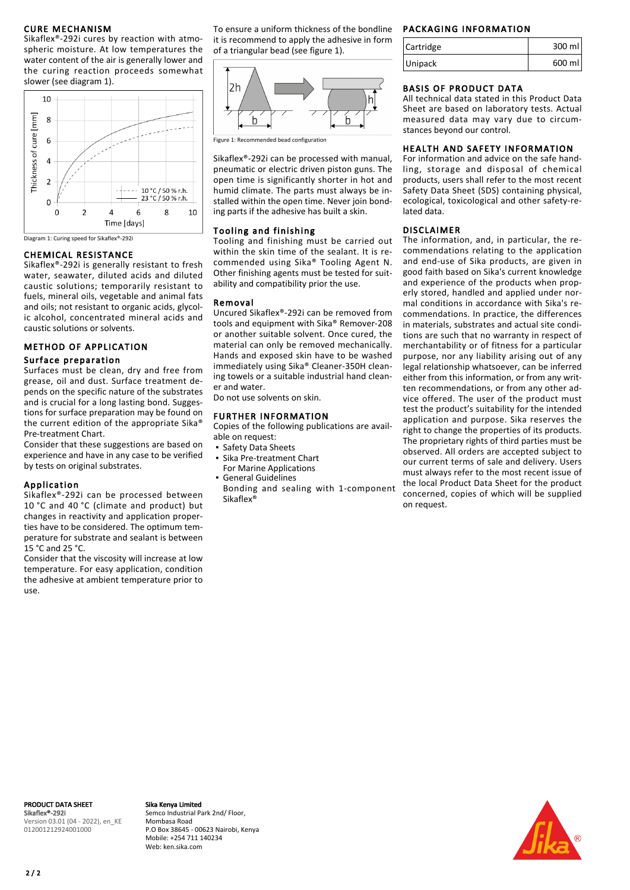## CURE MECHANISM

Sikaflex®-292i cures by reaction with atmospheric moisture. At low temperatures the water content of the air is generally lower and the curing reaction proceeds somewhat slower (see diagram 1).

10
8
6
4
2
0
Thickness of cure [mm]
0 2 4 6 8 10
Time [days]
10 °C / 50 % r.h.
23 °C / 50 % r.h.

Diagram 1: Curing speed for Sikaflex®-292i

## CHEMICAL RESISTANCE

Sikaflex®-292i is generally resistant to fresh water, seawater, diluted acids and diluted caustic solutions; temporarily resistant to fuels, mineral oils, vegetable and animal fats and oils; not resistant to organic acids, glycolic alcohol, concentrated mineral acids and caustic solutions or solvents.

## METHOD OF APPLICATION

### Surface preparation

Surfaces must be clean, dry and free from grease, oil and dust. Surface treatment depends on the specific nature of the substrates and is crucial for a long lasting bond. Suggestions for surface preparation may be found on the current edition of the appropriate Sika® Pre-treatment Chart.

Consider that these suggestions are based on experience and have in any case to be verified by tests on original substrates.

### Application

Sikaflex®-292i can be processed between 10 °C and 40 °C (climate and product) but changes in reactivity and application properties have to be considered. The optimum temperature for substrate and sealant is between 15 °C and 25 °C.

Consider that the viscosity will increase at low temperature. For easy application, condition the adhesive at ambient temperature prior to use.

To ensure a uniform thickness of the bondline it is recommend to apply the adhesive in form of a triangular bead (see figure 1).

2h
b
h
b

Figure 1: Recommended bead configuration

Sikaflex®-292i can be processed with manual, pneumatic or electric driven piston guns. The open time is significantly shorter in hot and humid climate. The parts must always be installed within the open time. Never join bonding parts if the adhesive has built a skin.

### Tooling and finishing

Tooling and finishing must be carried out within the skin time of the sealant. It is recommended using Sika® Tooling Agent N. Other finishing agents must be tested for suitability and compatibility prior the use.

### Removal

Uncured Sikaflex®-292i can be removed from tools and equipment with Sika® Remover-208 or another suitable solvent. Once cured, the material can only be removed mechanically. Hands and exposed skin have to be washed immediately using Sika® Cleaner-350H cleaning towels or a suitable industrial hand cleaner and water.

Do not use solvents on skin.

## FURTHER INFORMATION

Copies of the following publications are available on request:

- Safety Data Sheets
- Sika Pre-treatment Chart For Marine Applications
- General Guidelines Bonding and sealing with 1-component Sikaflex®

## PACKAGING INFORMATION

| | |
|---|---|
| Cartridge | 300 ml |
| Unipack | 600 ml |

## BASIS OF PRODUCT DATA

All technical data stated in this Product Data Sheet are based on laboratory tests. Actual measured data may vary due to circumstances beyond our control.

## HEALTH AND SAFETY INFORMATION

For information and advice on the safe handling, storage and disposal of chemical products, users shall refer to the most recent Safety Data Sheet (SDS) containing physical, ecological, toxicological and other safety-related data.

## DISCLAIMER

The information, and, in particular, the recommendations relating to the application and end-use of Sika products, are given in good faith based on Sika's current knowledge and experience of the products when properly stored, handled and applied under normal conditions in accordance with Sika's recommendations. In practice, the differences in materials, substrates and actual site conditions are such that no warranty in respect of merchantability or of fitness for a particular purpose, nor any liability arising out of any legal relationship whatsoever, can be inferred either from this information, or from any written recommendations, or from any other advice offered. The user of the product must test the product's suitability for the intended application and purpose. Sika reserves the right to change the properties of its products. The proprietary rights of third parties must be observed. All orders are accepted subject to our current terms of sale and delivery. Users must always refer to the most recent issue of the local Product Data Sheet for the product concerned, copies of which will be supplied on request.

**PRODUCT DATA SHEET**
**Sikaflex®-292i**
Version 03.01 (04 - 2022), en_KE
012001212924001000

**Sika Kenya Limited**
Semco Industrial Park 2nd/ Floor,
Mombasa Road
P.O Box 38645 - 00623 Nairobi, Kenya
Mobile: +254 711 140234
Web: ken.sika.com